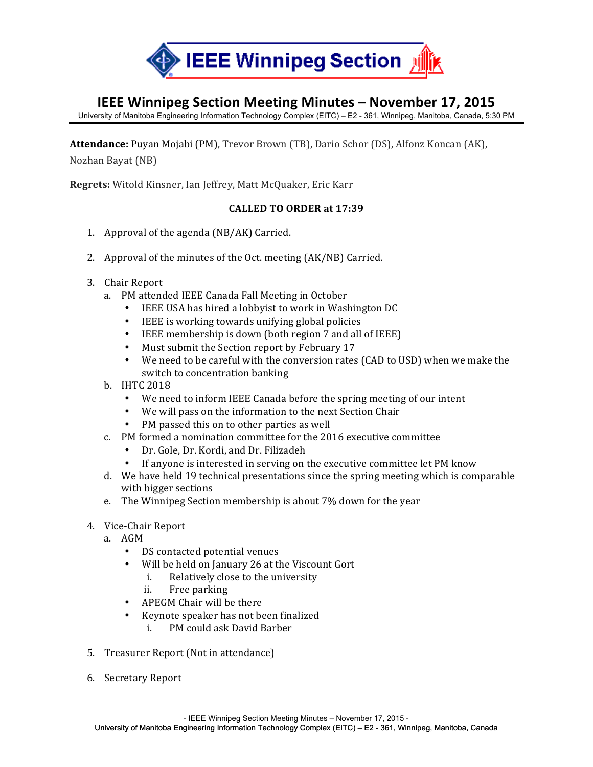IEEE Winnipeg Section

# IEEE Winnipeg Section Meeting Minutes – November 17, 2015

University of Manitoba Engineering Information Technology Complex (EITC) – E2 - 361, Winnipeg, Manitoba, Canada, 5:30 PM

**Attendance:** Puyan Mojabi (PM), Trevor Brown (TB), Dario Schor (DS), Alfonz Koncan (AK), Nozhan Bayat (NB)

**Regrets:** Witold Kinsner, Ian Jeffrey, Matt McQuaker, Eric Karr

**CALLED TO ORDER at 17:39**

1. Approval of the agenda (NB/AK) Carried.

2. Approval of the minutes of the Oct. meeting (AK/NB) Carried.

3. Chair Report
   a. PM attended IEEE Canada Fall Meeting in October
      - IEEE USA has hired a lobbyist to work in Washington DC
      - IEEE is working towards unifying global policies
      - IEEE membership is down (both region 7 and all of IEEE)
      - Must submit the Section report by February 17
      - We need to be careful with the conversion rates (CAD to USD) when we make the switch to concentration banking
   b. IHTC 2018
      - We need to inform IEEE Canada before the spring meeting of our intent
      - We will pass on the information to the next Section Chair
      - PM passed this on to other parties as well
   c. PM formed a nomination committee for the 2016 executive committee
      - Dr. Gole, Dr. Kordi, and Dr. Filizadeh
      - If anyone is interested in serving on the executive committee let PM know
   d. We have held 19 technical presentations since the spring meeting which is comparable with bigger sections
   e. The Winnipeg Section membership is about 7% down for the year

4. Vice-Chair Report
   a. AGM
      - DS contacted potential venues
      - Will be held on January 26 at the Viscount Gort
         i. Relatively close to the university
         ii. Free parking
      - APEGM Chair will be there
      - Keynote speaker has not been finalized
         i. PM could ask David Barber

5. Treasurer Report (Not in attendance)

6. Secretary Report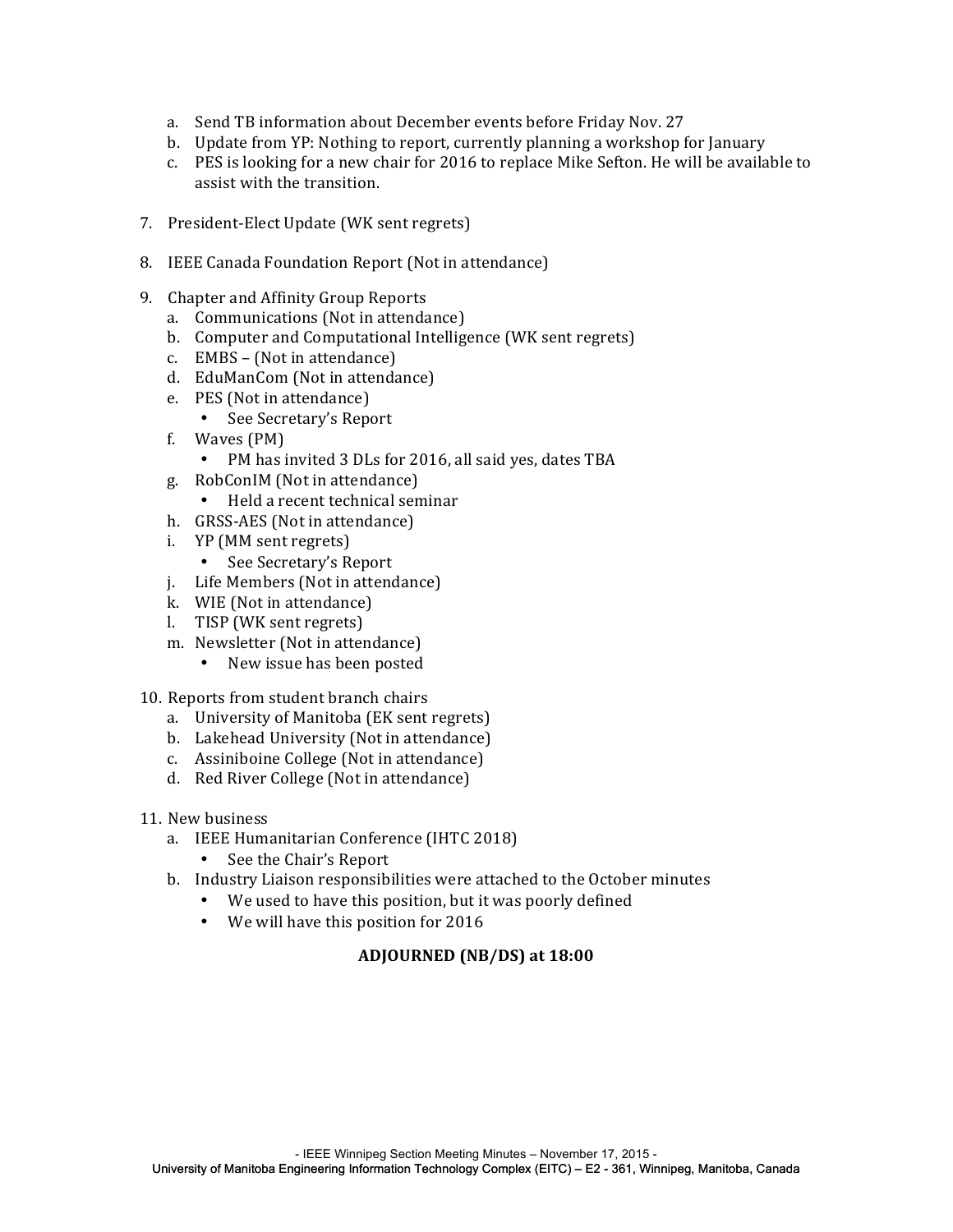a. Send TB information about December events before Friday Nov. 27
b. Update from YP: Nothing to report, currently planning a workshop for January
c. PES is looking for a new chair for 2016 to replace Mike Sefton. He will be available to assist with the transition.

7. President-Elect Update (WK sent regrets)

8. IEEE Canada Foundation Report (Not in attendance)

9. Chapter and Affinity Group Reports
   a. Communications (Not in attendance)
   b. Computer and Computational Intelligence (WK sent regrets)
   c. EMBS – (Not in attendance)
   d. EduManCom (Not in attendance)
   e. PES (Not in attendance)
      - See Secretary's Report
   f. Waves (PM)
      - PM has invited 3 DLs for 2016, all said yes, dates TBA
   g. RobConIM (Not in attendance)
      - Held a recent technical seminar
   h. GRSS-AES (Not in attendance)
   i. YP (MM sent regrets)
      - See Secretary's Report
   j. Life Members (Not in attendance)
   k. WIE (Not in attendance)
   l. TISP (WK sent regrets)
   m. Newsletter (Not in attendance)
      - New issue has been posted

10. Reports from student branch chairs
    a. University of Manitoba (EK sent regrets)
    b. Lakehead University (Not in attendance)
    c. Assiniboine College (Not in attendance)
    d. Red River College (Not in attendance)

11. New business
    a. IEEE Humanitarian Conference (IHTC 2018)
       - See the Chair's Report
    b. Industry Liaison responsibilities were attached to the October minutes
       - We used to have this position, but it was poorly defined
       - We will have this position for 2016

**ADJOURNED (NB/DS) at 18:00**